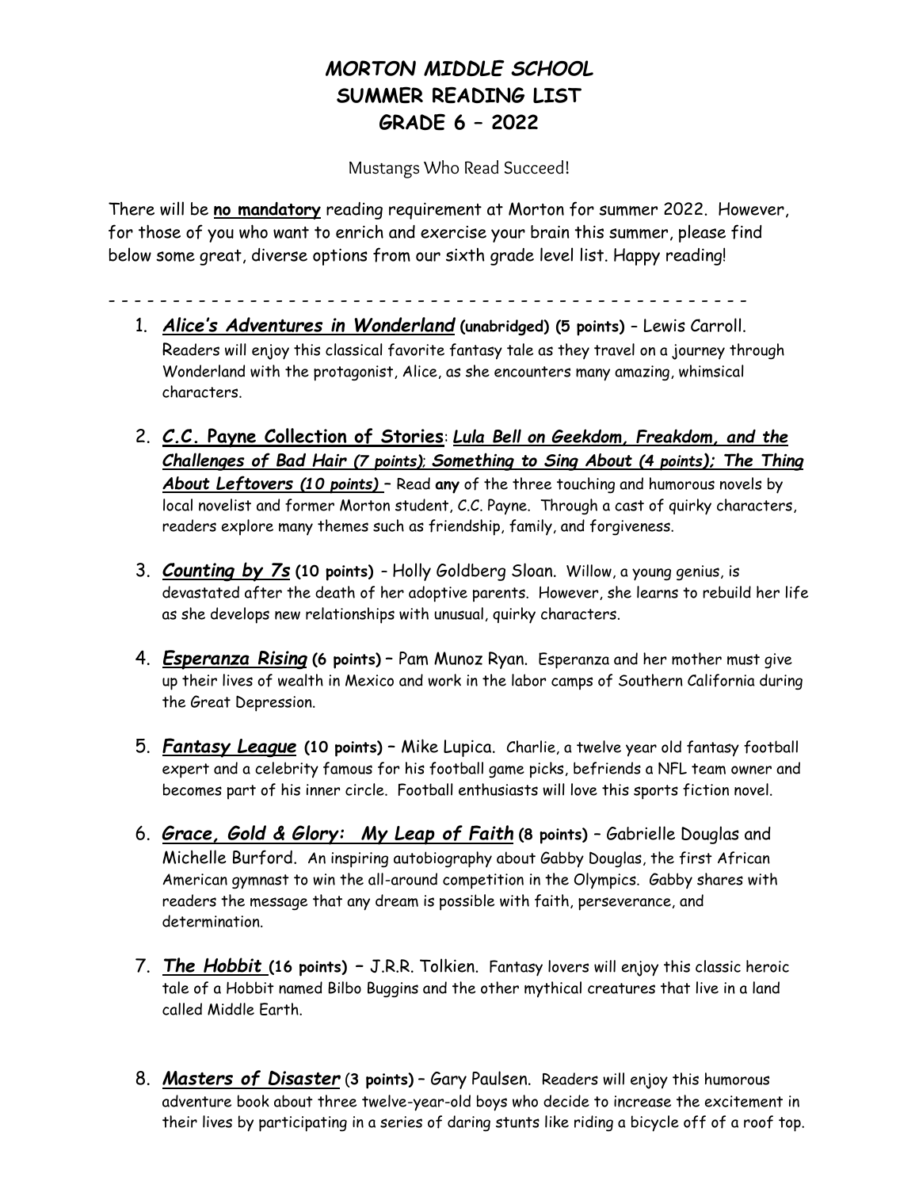# MORTON MIDDLE SCHOOL
# SUMMER READING LIST
# GRADE 6 – 2022

Mustangs Who Read Succeed!

There will be **no mandatory** reading requirement at Morton for summer 2022. However, for those of you who want to enrich and exercise your brain this summer, please find below some great, diverse options from our sixth grade level list. Happy reading!

– – – – – – – – – – – – – – – – – – – – – – – – – – – – – – – – – – – – – – – – – – – – – – – – –

1. ***Alice's Adventures in Wonderland*** **(unabridged) (5 points)** – Lewis Carroll. Readers will enjoy this classical favorite fantasy tale as they travel on a journey through Wonderland with the protagonist, Alice, as she encounters many amazing, whimsical characters.

2. ***C.C.* Payne Collection of Stories**: ***Lula Bell on Geekdom, Freakdom, and the Challenges of Bad Hair (7 points); Something to Sing About (4 points); The Thing About Leftovers (10 points)*** – Read **any** of the three touching and humorous novels by local novelist and former Morton student, C.C. Payne. Through a cast of quirky characters, readers explore many themes such as friendship, family, and forgiveness.

3. ***Counting by 7s*** **(10 points)** – Holly Goldberg Sloan. Willow, a young genius, is devastated after the death of her adoptive parents. However, she learns to rebuild her life as she develops new relationships with unusual, quirky characters.

4. ***Esperanza Rising*** **(6 points)** – Pam Munoz Ryan. Esperanza and her mother must give up their lives of wealth in Mexico and work in the labor camps of Southern California during the Great Depression.

5. ***Fantasy League*** **(10 points)** – Mike Lupica. Charlie, a twelve year old fantasy football expert and a celebrity famous for his football game picks, befriends a NFL team owner and becomes part of his inner circle. Football enthusiasts will love this sports fiction novel.

6. ***Grace, Gold & Glory: My Leap of Faith*** **(8 points)** – Gabrielle Douglas and Michelle Burford. An inspiring autobiography about Gabby Douglas, the first African American gymnast to win the all-around competition in the Olympics. Gabby shares with readers the message that any dream is possible with faith, perseverance, and determination.

7. ***The Hobbit*** **(16 points)** – J.R.R. Tolkien. Fantasy lovers will enjoy this classic heroic tale of a Hobbit named Bilbo Buggins and the other mythical creatures that live in a land called Middle Earth.

8. ***Masters of Disaster*** **(3 points)** – Gary Paulsen. Readers will enjoy this humorous adventure book about three twelve-year-old boys who decide to increase the excitement in their lives by participating in a series of daring stunts like riding a bicycle off of a roof top.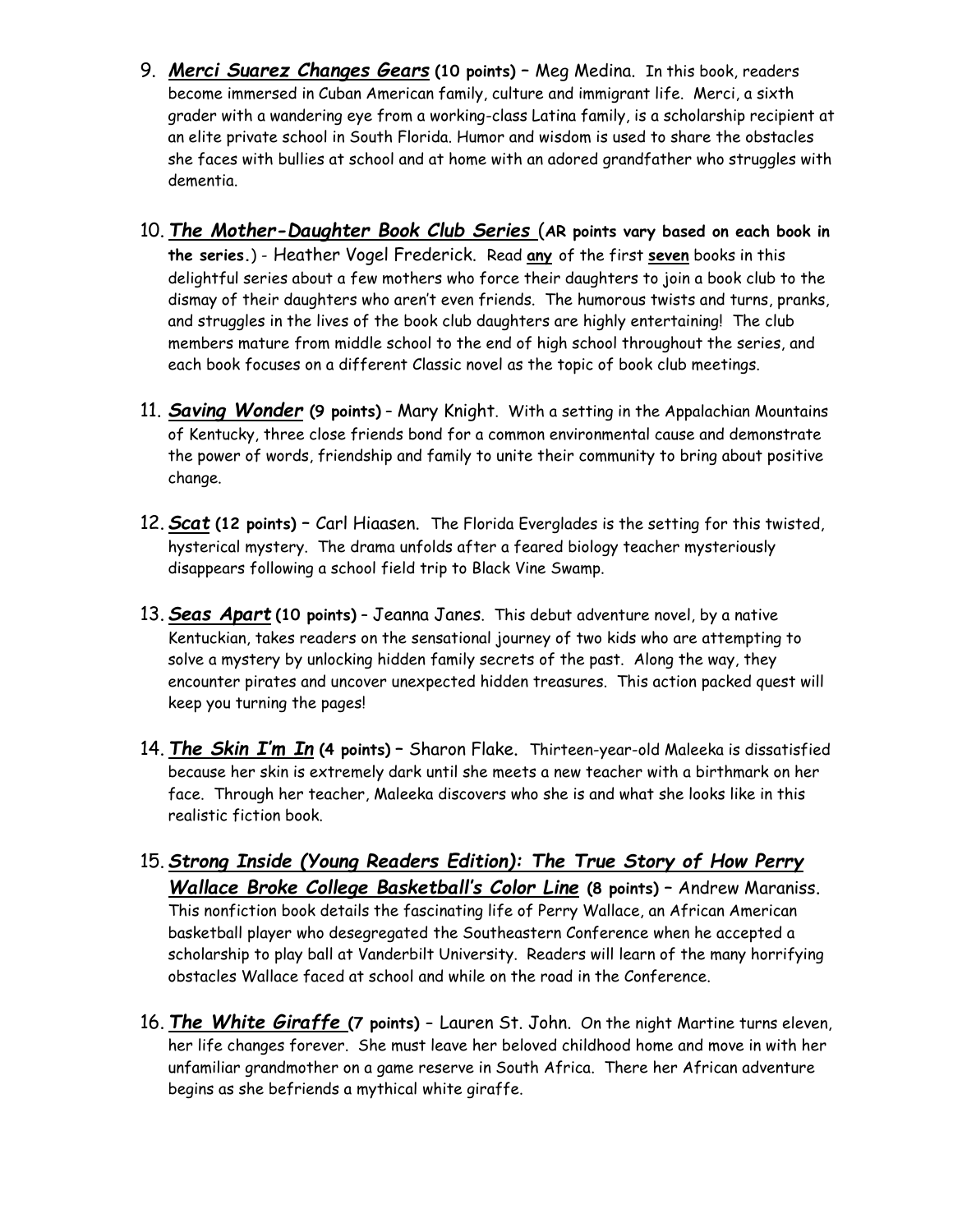9. ***<u>Merci Suarez Changes Gears</u>*** **(10 points)** – Meg Medina. In this book, readers become immersed in Cuban American family, culture and immigrant life. Merci, a sixth grader with a wandering eye from a working-class Latina family, is a scholarship recipient at an elite private school in South Florida. Humor and wisdom is used to share the obstacles she faces with bullies at school and at home with an adored grandfather who struggles with dementia.

10. ***<u>The Mother-Daughter Book Club Series</u>*** (**AR points vary based on each book in the series.**) - Heather Vogel Frederick. Read **<u>any</u>** of the first **<u>seven</u>** books in this delightful series about a few mothers who force their daughters to join a book club to the dismay of their daughters who aren't even friends. The humorous twists and turns, pranks, and struggles in the lives of the book club daughters are highly entertaining! The club members mature from middle school to the end of high school throughout the series, and each book focuses on a different Classic novel as the topic of book club meetings.

11. ***<u>Saving Wonder</u>*** **(9 points)** – Mary Knight. With a setting in the Appalachian Mountains of Kentucky, three close friends bond for a common environmental cause and demonstrate the power of words, friendship and family to unite their community to bring about positive change.

12. ***<u>Scat</u>*** **(12 points)** – Carl Hiaasen. The Florida Everglades is the setting for this twisted, hysterical mystery. The drama unfolds after a feared biology teacher mysteriously disappears following a school field trip to Black Vine Swamp.

13. ***<u>Seas Apart</u>*** **(10 points)** – Jeanna Janes. This debut adventure novel, by a native Kentuckian, takes readers on the sensational journey of two kids who are attempting to solve a mystery by unlocking hidden family secrets of the past. Along the way, they encounter pirates and uncover unexpected hidden treasures. This action packed quest will keep you turning the pages!

14. ***<u>The Skin I'm In</u>*** **(4 points)** – Sharon Flake. Thirteen-year-old Maleeka is dissatisfied because her skin is extremely dark until she meets a new teacher with a birthmark on her face. Through her teacher, Maleeka discovers who she is and what she looks like in this realistic fiction book.

15. ***<u>Strong Inside (Young Readers Edition): The True Story of How Perry Wallace Broke College Basketball's Color Line</u>*** **(8 points)** – Andrew Maraniss. This nonfiction book details the fascinating life of Perry Wallace, an African American basketball player who desegregated the Southeastern Conference when he accepted a scholarship to play ball at Vanderbilt University. Readers will learn of the many horrifying obstacles Wallace faced at school and while on the road in the Conference.

16. ***<u>The White Giraffe</u>*** **(7 points)** – Lauren St. John. On the night Martine turns eleven, her life changes forever. She must leave her beloved childhood home and move in with her unfamiliar grandmother on a game reserve in South Africa. There her African adventure begins as she befriends a mythical white giraffe.